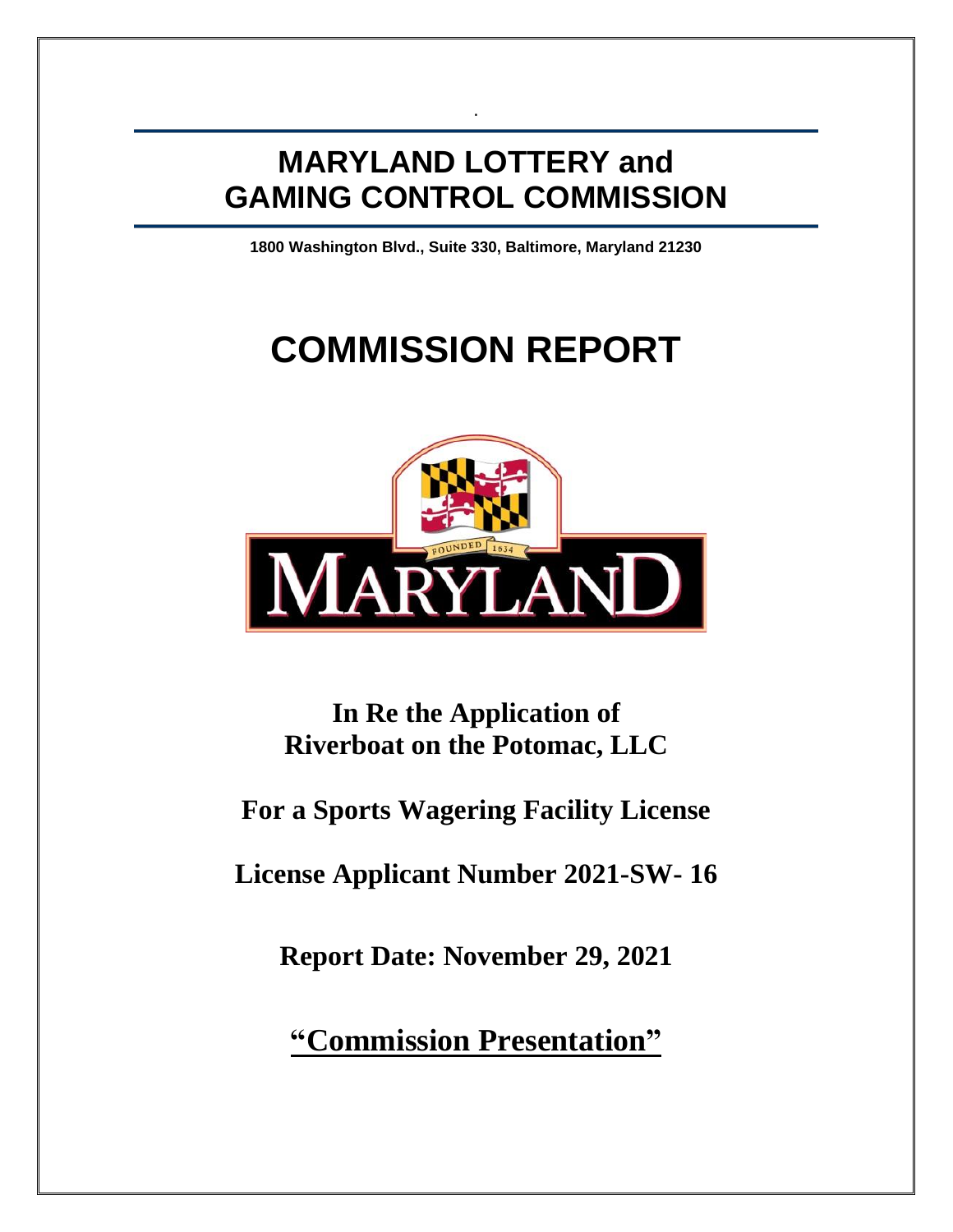# MARYLAND LOTTERY and GAMING CONTROL COMMISSION

**1800 Washington Blvd., Suite 330, Baltimore, Maryland 21230**

# COMMISSION REPORT

**In Re the Application of**
**Riverboat on the Potomac, LLC**

**For a Sports Wagering Facility License**

**License Applicant Number 2021-SW- 16**

**Report Date: November 29, 2021**

**"Commission Presentation"**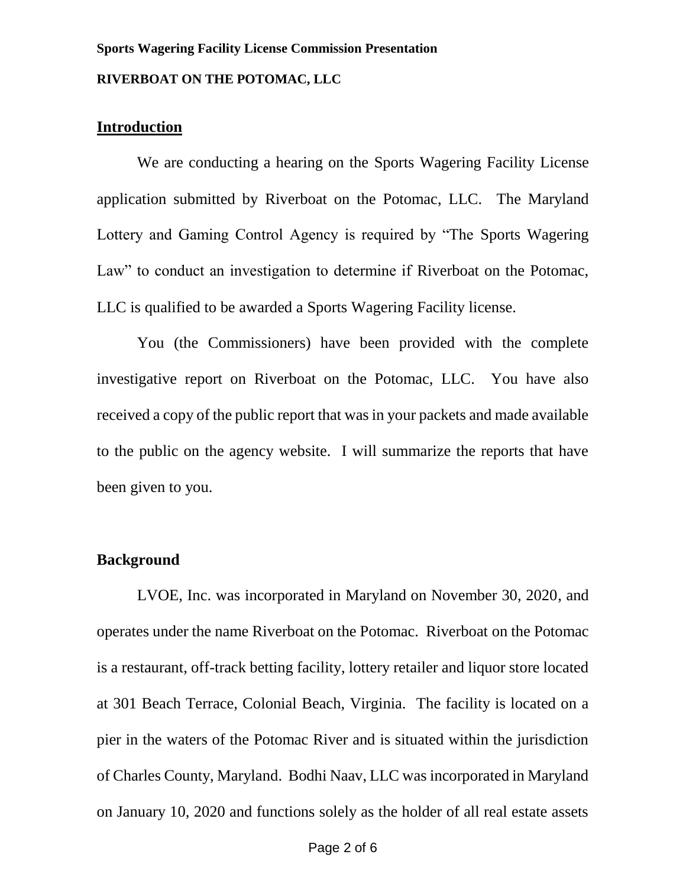**Sports Wagering Facility License Commission Presentation**

**RIVERBOAT ON THE POTOMAC, LLC**

## Introduction

We are conducting a hearing on the Sports Wagering Facility License application submitted by Riverboat on the Potomac, LLC. The Maryland Lottery and Gaming Control Agency is required by "The Sports Wagering Law" to conduct an investigation to determine if Riverboat on the Potomac, LLC is qualified to be awarded a Sports Wagering Facility license.

You (the Commissioners) have been provided with the complete investigative report on Riverboat on the Potomac, LLC. You have also received a copy of the public report that was in your packets and made available to the public on the agency website. I will summarize the reports that have been given to you.

## Background

LVOE, Inc. was incorporated in Maryland on November 30, 2020, and operates under the name Riverboat on the Potomac. Riverboat on the Potomac is a restaurant, off-track betting facility, lottery retailer and liquor store located at 301 Beach Terrace, Colonial Beach, Virginia. The facility is located on a pier in the waters of the Potomac River and is situated within the jurisdiction of Charles County, Maryland. Bodhi Naav, LLC was incorporated in Maryland on January 10, 2020 and functions solely as the holder of all real estate assets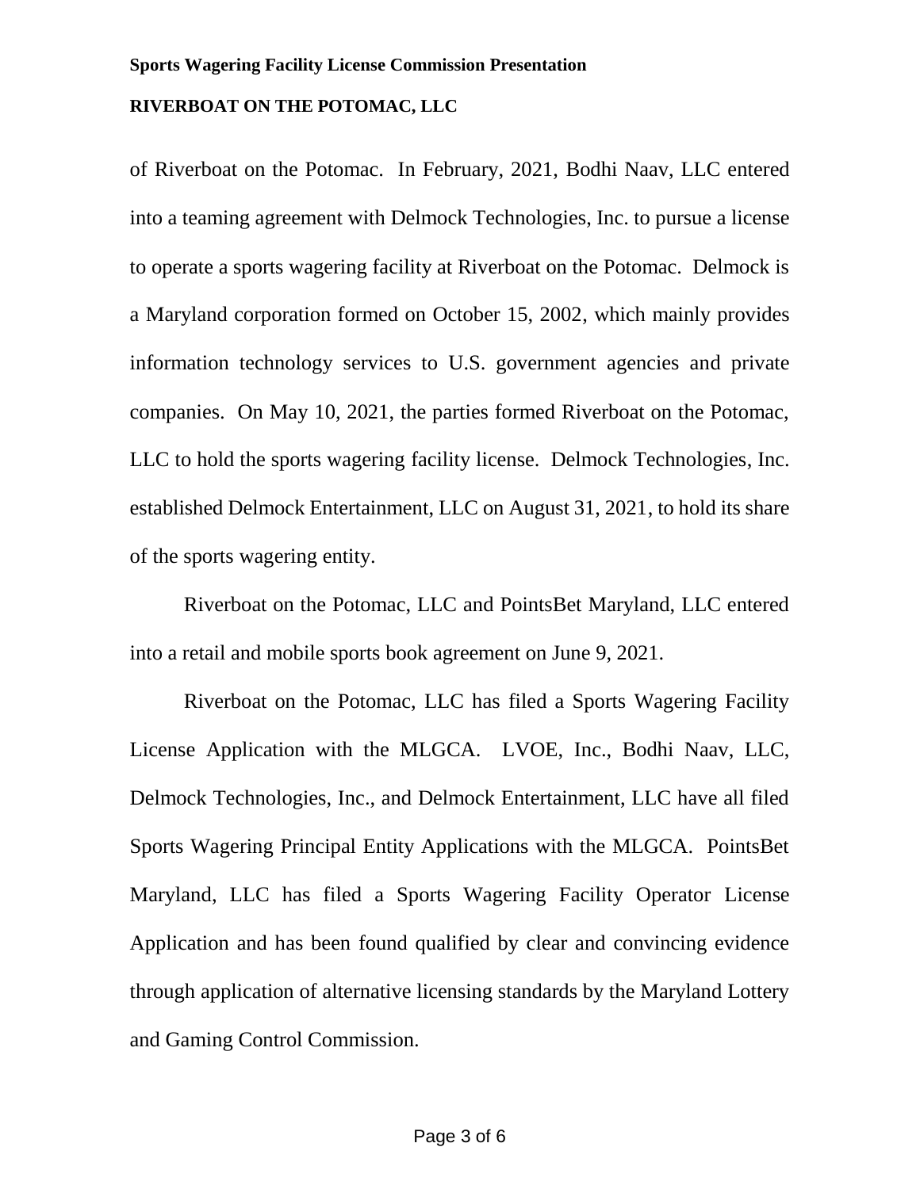of Riverboat on the Potomac. In February, 2021, Bodhi Naav, LLC entered into a teaming agreement with Delmock Technologies, Inc. to pursue a license to operate a sports wagering facility at Riverboat on the Potomac. Delmock is a Maryland corporation formed on October 15, 2002, which mainly provides information technology services to U.S. government agencies and private companies. On May 10, 2021, the parties formed Riverboat on the Potomac, LLC to hold the sports wagering facility license. Delmock Technologies, Inc. established Delmock Entertainment, LLC on August 31, 2021, to hold its share of the sports wagering entity.

Riverboat on the Potomac, LLC and PointsBet Maryland, LLC entered into a retail and mobile sports book agreement on June 9, 2021.

Riverboat on the Potomac, LLC has filed a Sports Wagering Facility License Application with the MLGCA. LVOE, Inc., Bodhi Naav, LLC, Delmock Technologies, Inc., and Delmock Entertainment, LLC have all filed Sports Wagering Principal Entity Applications with the MLGCA. PointsBet Maryland, LLC has filed a Sports Wagering Facility Operator License Application and has been found qualified by clear and convincing evidence through application of alternative licensing standards by the Maryland Lottery and Gaming Control Commission.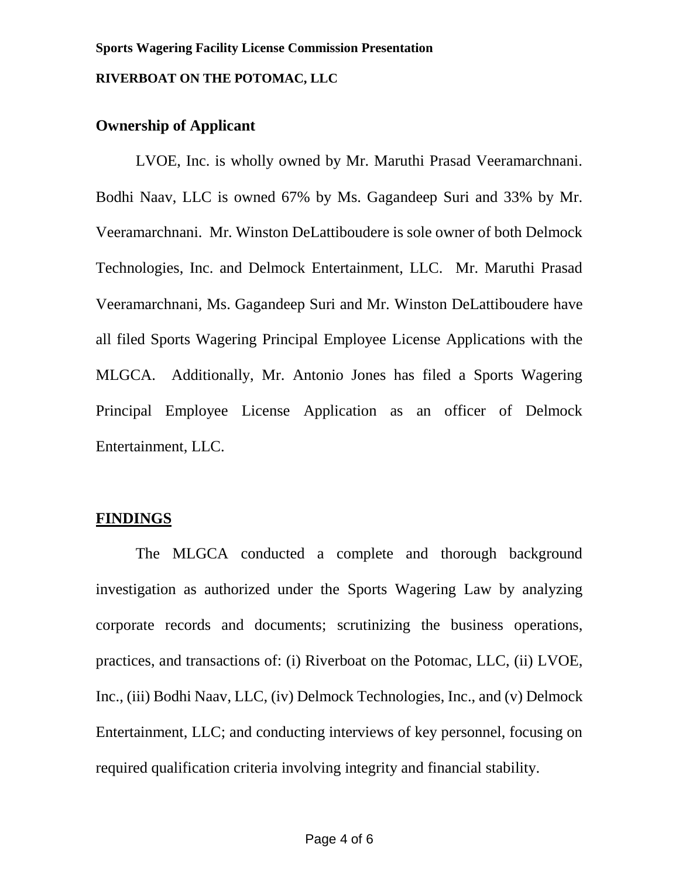## Ownership of Applicant

LVOE, Inc. is wholly owned by Mr. Maruthi Prasad Veeramarchnani. Bodhi Naav, LLC is owned 67% by Ms. Gagandeep Suri and 33% by Mr. Veeramarchnani. Mr. Winston DeLattiboudere is sole owner of both Delmock Technologies, Inc. and Delmock Entertainment, LLC. Mr. Maruthi Prasad Veeramarchnani, Ms. Gagandeep Suri and Mr. Winston DeLattiboudere have all filed Sports Wagering Principal Employee License Applications with the MLGCA. Additionally, Mr. Antonio Jones has filed a Sports Wagering Principal Employee License Application as an officer of Delmock Entertainment, LLC.

## FINDINGS

The MLGCA conducted a complete and thorough background investigation as authorized under the Sports Wagering Law by analyzing corporate records and documents; scrutinizing the business operations, practices, and transactions of: (i) Riverboat on the Potomac, LLC, (ii) LVOE, Inc., (iii) Bodhi Naav, LLC, (iv) Delmock Technologies, Inc., and (v) Delmock Entertainment, LLC; and conducting interviews of key personnel, focusing on required qualification criteria involving integrity and financial stability.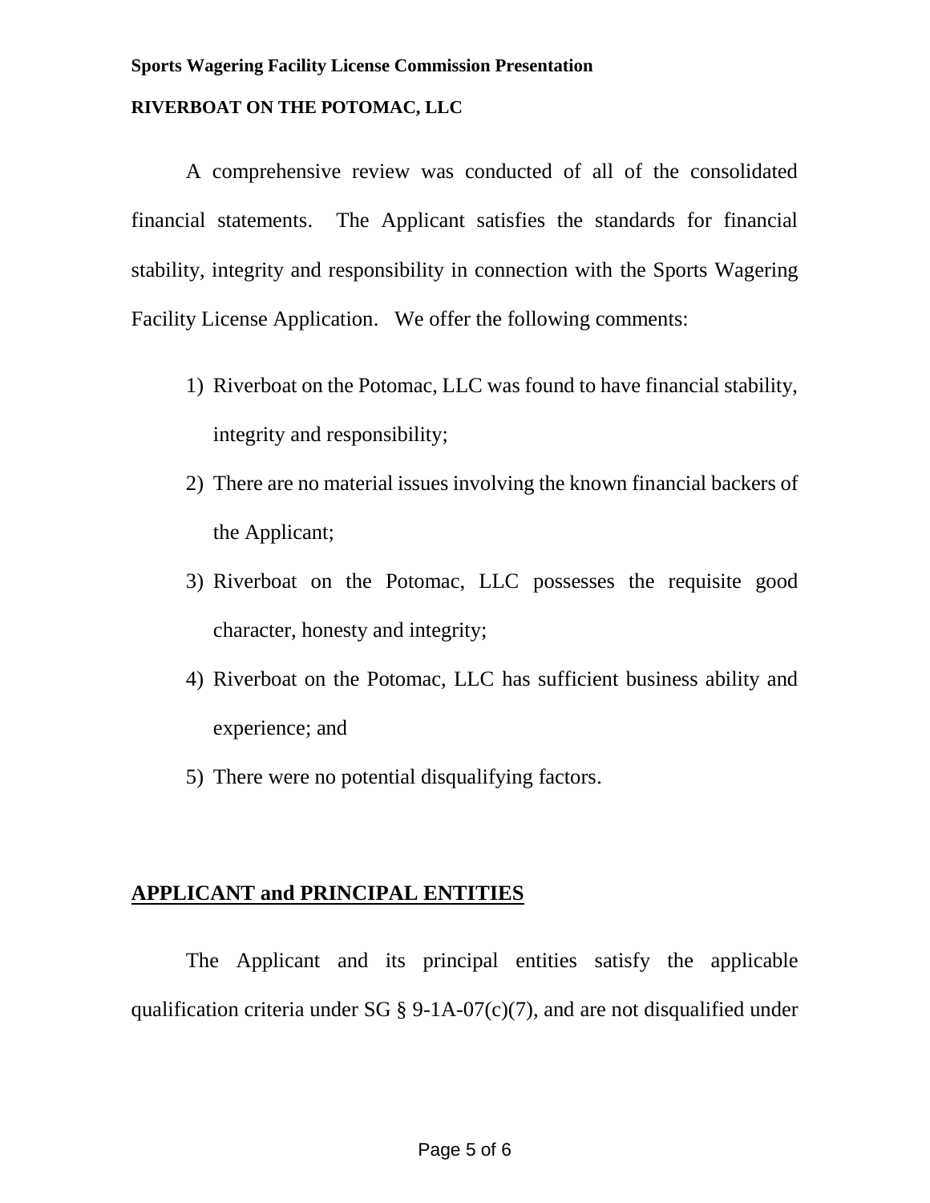A comprehensive review was conducted of all of the consolidated financial statements. The Applicant satisfies the standards for financial stability, integrity and responsibility in connection with the Sports Wagering Facility License Application. We offer the following comments:

1) Riverboat on the Potomac, LLC was found to have financial stability, integrity and responsibility;
2) There are no material issues involving the known financial backers of the Applicant;
3) Riverboat on the Potomac, LLC possesses the requisite good character, honesty and integrity;
4) Riverboat on the Potomac, LLC has sufficient business ability and experience; and
5) There were no potential disqualifying factors.

## APPLICANT and PRINCIPAL ENTITIES

The Applicant and its principal entities satisfy the applicable qualification criteria under SG § 9-1A-07(c)(7), and are not disqualified under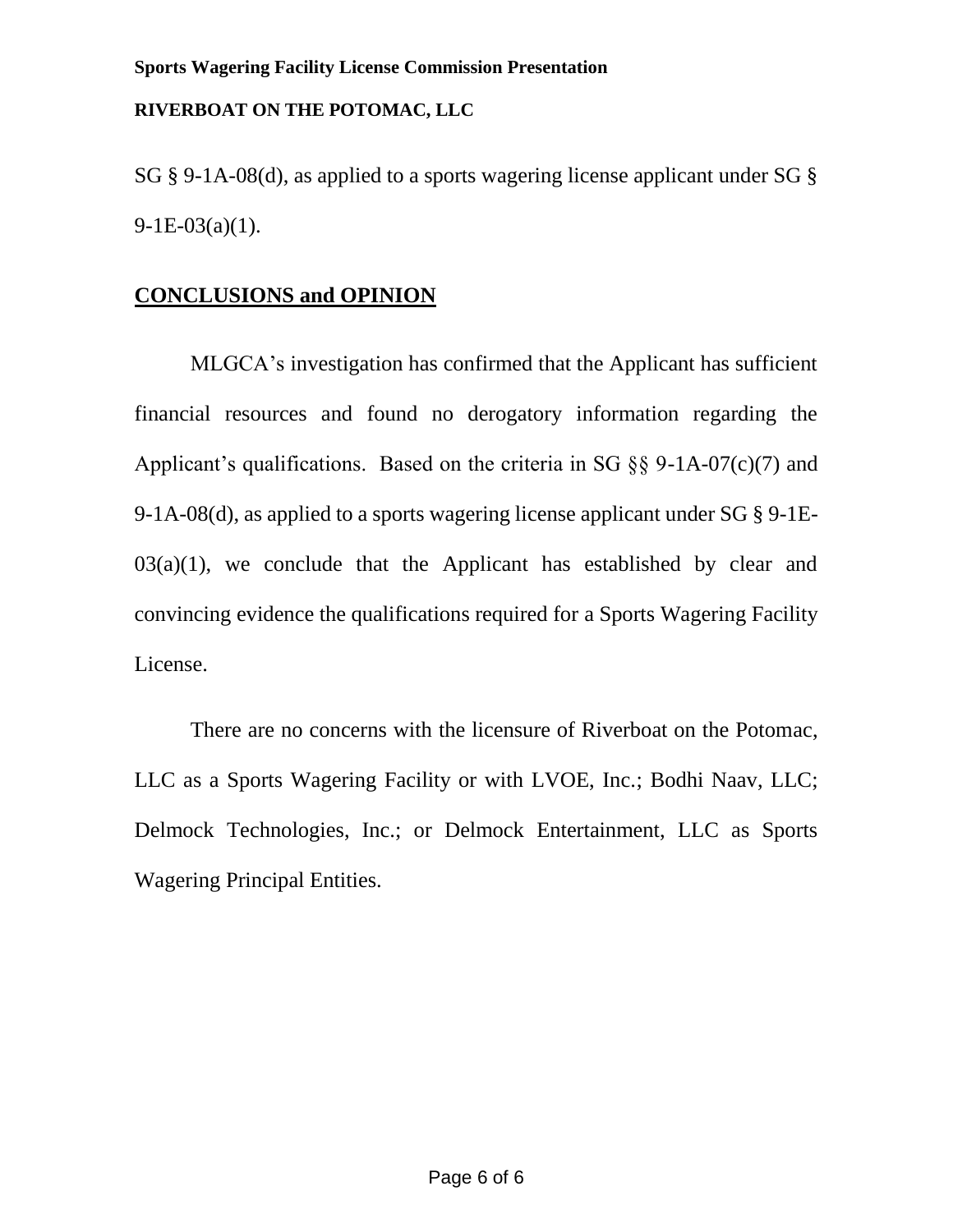SG § 9-1A-08(d), as applied to a sports wagering license applicant under SG § 9-1E-03(a)(1).

## CONCLUSIONS and OPINION

MLGCA's investigation has confirmed that the Applicant has sufficient financial resources and found no derogatory information regarding the Applicant's qualifications. Based on the criteria in SG §§ 9-1A-07(c)(7) and 9-1A-08(d), as applied to a sports wagering license applicant under SG § 9-1E-03(a)(1), we conclude that the Applicant has established by clear and convincing evidence the qualifications required for a Sports Wagering Facility License.

There are no concerns with the licensure of Riverboat on the Potomac, LLC as a Sports Wagering Facility or with LVOE, Inc.; Bodhi Naav, LLC; Delmock Technologies, Inc.; or Delmock Entertainment, LLC as Sports Wagering Principal Entities.